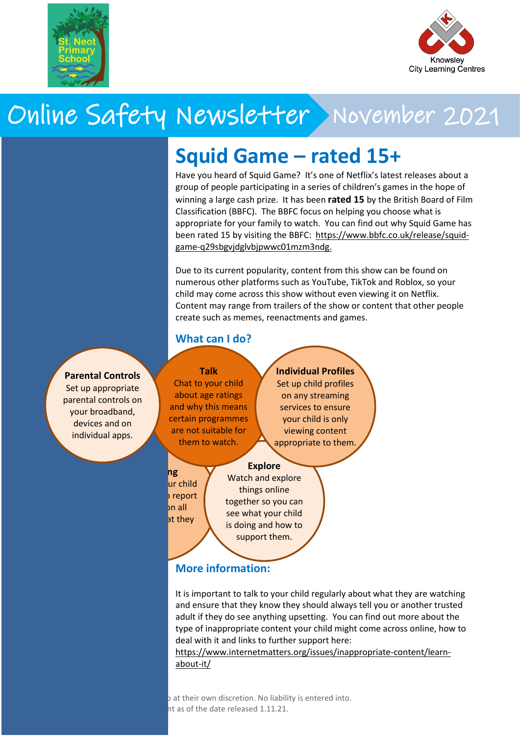# Online Safety Newsletter November 2021

## Squid Game – rated 15+

Have you heard of Squid Game? It's one of Netflix's latest releases about a group of people participating in a series of children's games in the hope of winning a large cash prize. It has been **rated 15** by the British Board of Film Classification (BBFC). The BBFC focus on helping you choose what is appropriate for your family to watch. You can find out why Squid Game has been rated 15 by visiting the BBFC: https://www.bbfc.co.uk/release/squid-game-q29sbgvjdglvbjpwwc01mzm3ndg.

Due to its current popularity, content from this show can be found on numerous other platforms such as YouTube, TikTok and Roblox, so your child may come across this show without even viewing it on Netflix. Content may range from trailers of the show or content that other people create such as memes, reenactments and games.

### What can I do?

**Parental Controls**
Set up appropriate parental controls on your broadband, devices and on individual apps.

**Talk**
Chat to your child about age ratings and why this means certain programmes are not suitable for them to watch.

**Individual Profiles**
Set up child profiles on any streaming services to ensure your child is only viewing content appropriate to them.

**ng**
ur child
report
n all
at they

**Explore**
Watch and explore things online together so you can see what your child is doing and how to support them.

### More information:

It is important to talk to your child regularly about what they are watching and ensure that they know they should always tell you or another trusted adult if they do see anything upsetting. You can find out more about the type of inappropriate content your child might come across online, how to deal with it and links to further support here: https://www.internetmatters.org/issues/inappropriate-content/learn-about-it/

at their own discretion. No liability is entered into.
nt as of the date released 1.11.21.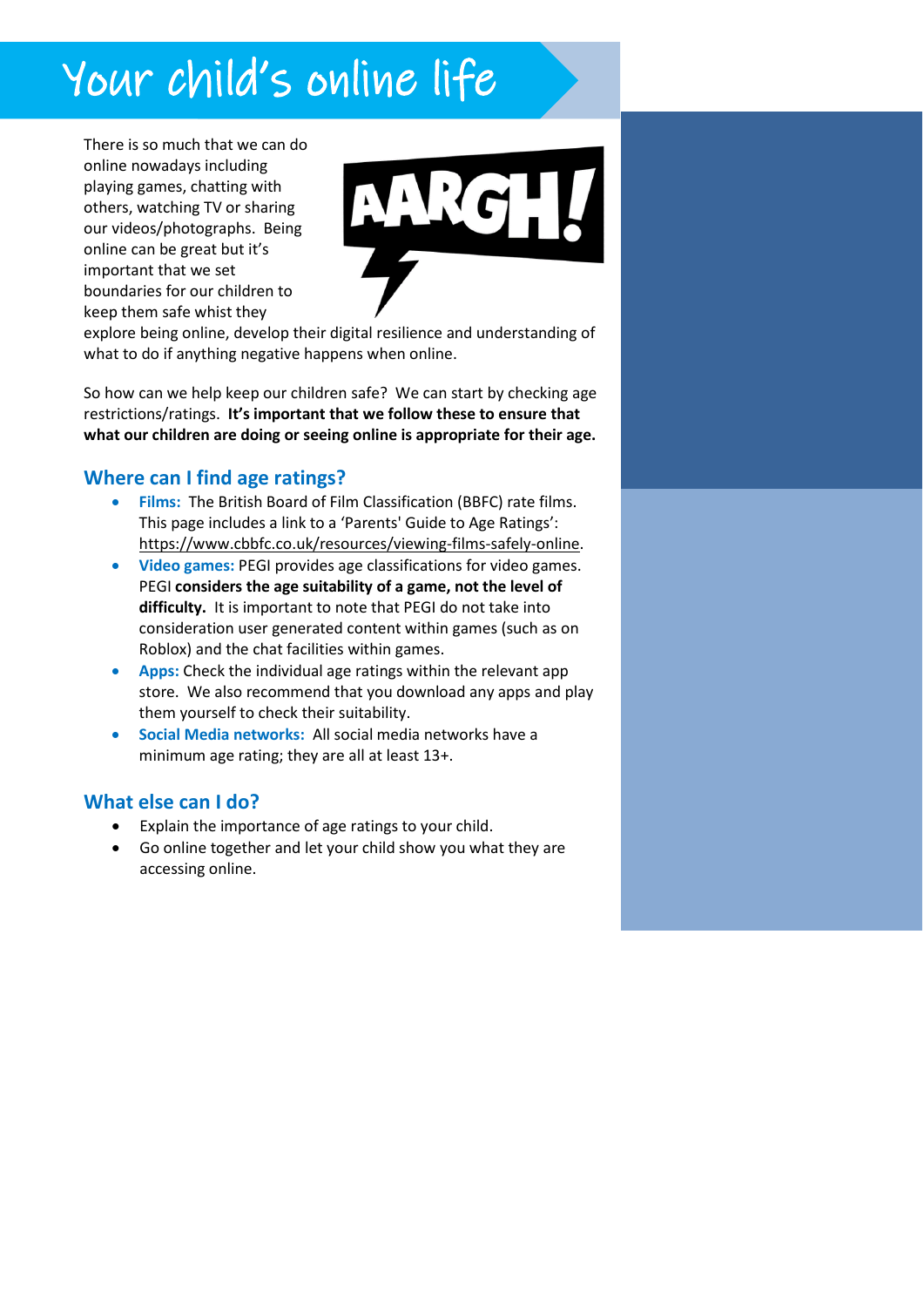# Your child's online life

There is so much that we can do online nowadays including playing games, chatting with others, watching TV or sharing our videos/photographs. Being online can be great but it's important that we set boundaries for our children to keep them safe whist they explore being online, develop their digital resilience and understanding of what to do if anything negative happens when online.

So how can we help keep our children safe? We can start by checking age restrictions/ratings. **It's important that we follow these to ensure that what our children are doing or seeing online is appropriate for their age.**

## Where can I find age ratings?

- **Films:** The British Board of Film Classification (BBFC) rate films. This page includes a link to a 'Parents' Guide to Age Ratings': https://www.cbbfc.co.uk/resources/viewing-films-safely-online.
- **Video games:** PEGI provides age classifications for video games. PEGI **considers the age suitability of a game, not the level of difficulty.** It is important to note that PEGI do not take into consideration user generated content within games (such as on Roblox) and the chat facilities within games.
- **Apps:** Check the individual age ratings within the relevant app store. We also recommend that you download any apps and play them yourself to check their suitability.
- **Social Media networks:** All social media networks have a minimum age rating; they are all at least 13+.

## What else can I do?

- Explain the importance of age ratings to your child.
- Go online together and let your child show you what they are accessing online.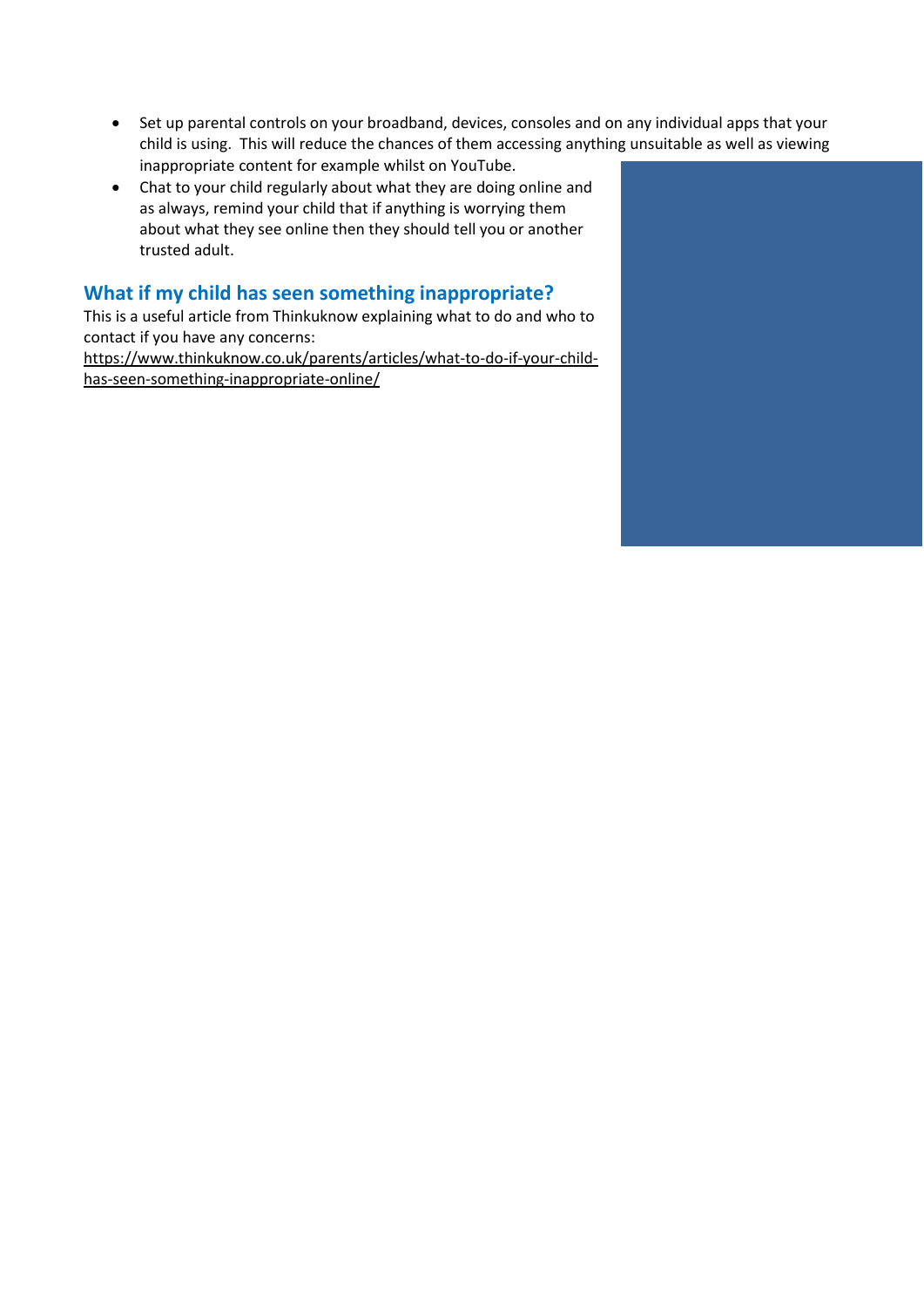- Set up parental controls on your broadband, devices, consoles and on any individual apps that your child is using. This will reduce the chances of them accessing anything unsuitable as well as viewing inappropriate content for example whilst on YouTube.
- Chat to your child regularly about what they are doing online and as always, remind your child that if anything is worrying them about what they see online then they should tell you or another trusted adult.

## What if my child has seen something inappropriate?

This is a useful article from Thinkuknow explaining what to do and who to contact if you have any concerns:
https://www.thinkuknow.co.uk/parents/articles/what-to-do-if-your-child-has-seen-something-inappropriate-online/